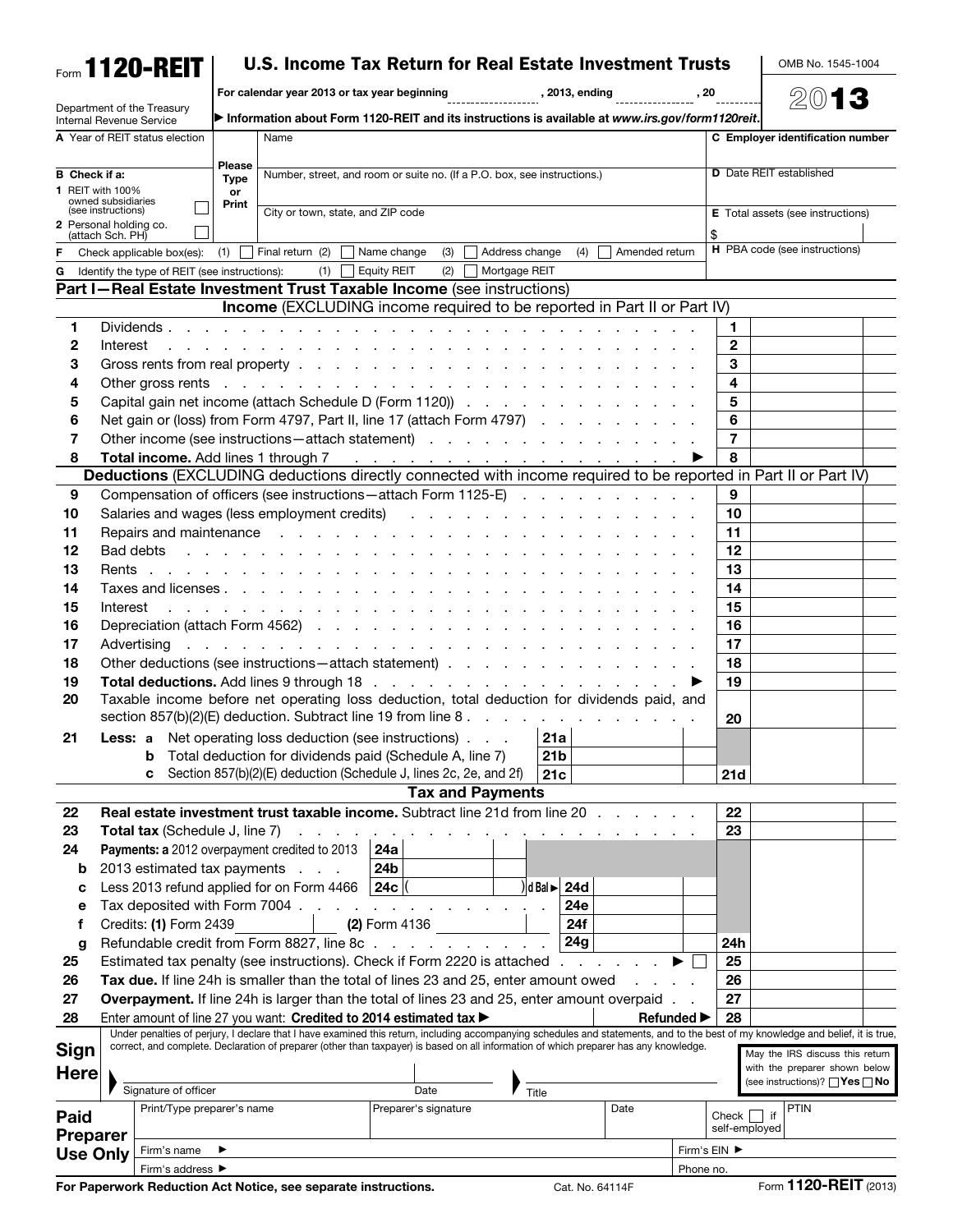Form **1120-REIT**

Department of the Treasury
Internal Revenue Service

# U.S. Income Tax Return for Real Estate Investment Trusts

For calendar year 2013 or tax year beginning ______________, 2013, ending ______________, 20____

▶ Information about Form 1120-REIT and its instructions is available at *www.irs.gov/form1120reit*.

OMB No. 1545-1004

**2013**

| | | |
|---|---|---|
| **A** Year of REIT status election | Please Type or Print — Name | **C** Employer identification number |
| **B** Check if a: **1** REIT with 100% owned subsidiaries (see instructions) ☐ **2** Personal holding co. (attach Sch. PH) ☐ | Number, street, and room or suite no. (If a P.O. box, see instructions.) | **D** Date REIT established |
| | City or town, state, and ZIP code | **E** Total assets (see instructions) $ |
| **F** Check applicable box(es): (1) ☐ Final return (2) ☐ Name change (3) ☐ Address change (4) ☐ Amended return | | **H** PBA code (see instructions) |
| **G** Identify the type of REIT (see instructions): (1) ☐ Equity REIT (2) ☐ Mortgage REIT | | |

## Part I—Real Estate Investment Trust Taxable Income (see instructions)

### Income (EXCLUDING income required to be reported in Part II or Part IV)

| | | | |
|---|---|---|---|
| 1 | Dividends | 1 | |
| 2 | Interest | 2 | |
| 3 | Gross rents from real property | 3 | |
| 4 | Other gross rents | 4 | |
| 5 | Capital gain net income (attach Schedule D (Form 1120)) | 5 | |
| 6 | Net gain or (loss) from Form 4797, Part II, line 17 (attach Form 4797) | 6 | |
| 7 | Other income (see instructions—attach statement) | 7 | |
| 8 | **Total income.** Add lines 1 through 7 ▶ | 8 | |

### Deductions (EXCLUDING deductions directly connected with income required to be reported in Part II or Part IV)

| | | | |
|---|---|---|---|
| 9 | Compensation of officers (see instructions—attach Form 1125-E) | 9 | |
| 10 | Salaries and wages (less employment credits) | 10 | |
| 11 | Repairs and maintenance | 11 | |
| 12 | Bad debts | 12 | |
| 13 | Rents | 13 | |
| 14 | Taxes and licenses | 14 | |
| 15 | Interest | 15 | |
| 16 | Depreciation (attach Form 4562) | 16 | |
| 17 | Advertising | 17 | |
| 18 | Other deductions (see instructions—attach statement) | 18 | |
| 19 | **Total deductions.** Add lines 9 through 18 ▶ | 19 | |
| 20 | Taxable income before net operating loss deduction, total deduction for dividends paid, and section 857(b)(2)(E) deduction. Subtract line 19 from line 8 | 20 | |
| 21 | **Less: a** Net operating loss deduction (see instructions) — 21a | | |
| | **b** Total deduction for dividends paid (Schedule A, line 7) — 21b | | |
| | **c** Section 857(b)(2)(E) deduction (Schedule J, lines 2c, 2e, and 2f) — 21c | 21d | |

### Tax and Payments

| | | | |
|---|---|---|---|
| 22 | **Real estate investment trust taxable income.** Subtract line 21d from line 20 | 22 | |
| 23 | **Total tax** (Schedule J, line 7) | 23 | |
| 24 | **Payments: a** 2012 overpayment credited to 2013 — 24a | | |
| b | 2013 estimated tax payments — 24b | | |
| c | Less 2013 refund applied for on Form 4466 — 24c ( ) d Bal ▶ 24d | | |
| e | Tax deposited with Form 7004 — 24e | | |
| f | Credits: **(1)** Form 2439 ______ **(2)** Form 4136 ______ — 24f | | |
| g | Refundable credit from Form 8827, line 8c — 24g | 24h | |
| 25 | Estimated tax penalty (see instructions). Check if Form 2220 is attached ▶ ☐ | 25 | |
| 26 | **Tax due.** If line 24h is smaller than the total of lines 23 and 25, enter amount owed | 26 | |
| 27 | **Overpayment.** If line 24h is larger than the total of lines 23 and 25, enter amount overpaid | 27 | |
| 28 | Enter amount of line 27 you want: **Credited to 2014 estimated tax ▶** ______ **Refunded ▶** | 28 | |

**Sign Here**

Under penalties of perjury, I declare that I have examined this return, including accompanying schedules and statements, and to the best of my knowledge and belief, it is true, correct, and complete. Declaration of preparer (other than taxpayer) is based on all information of which preparer has any knowledge.

▶ Signature of officer | Date | ▶ Title

May the IRS discuss this return with the preparer shown below (see instructions)? ☐ **Yes** ☐ **No**

**Paid Preparer Use Only**

| Print/Type preparer's name | Preparer's signature | Date | Check ☐ if self-employed | PTIN |
|---|---|---|---|---|
| Firm's name ▶ | | | Firm's EIN ▶ | |
| Firm's address ▶ | | | Phone no. | |

**For Paperwork Reduction Act Notice, see separate instructions.** Cat. No. 64114F Form **1120-REIT** (2013)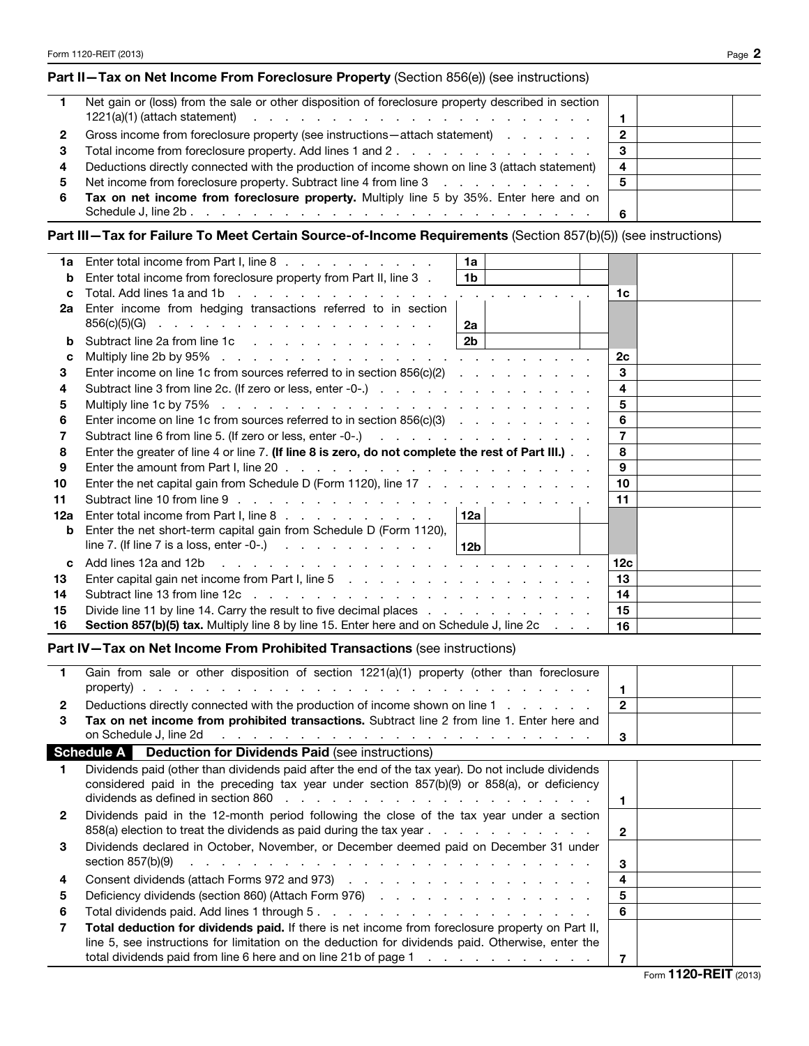## Part II—Tax on Net Income From Foreclosure Property (Section 856(e)) (see instructions)

| | | | |
|---|---|---|---|
| 1 | Net gain or (loss) from the sale or other disposition of foreclosure property described in section 1221(a)(1) (attach statement) | 1 | |
| 2 | Gross income from foreclosure property (see instructions—attach statement) | 2 | |
| 3 | Total income from foreclosure property. Add lines 1 and 2 | 3 | |
| 4 | Deductions directly connected with the production of income shown on line 3 (attach statement) | 4 | |
| 5 | Net income from foreclosure property. Subtract line 4 from line 3 | 5 | |
| 6 | **Tax on net income from foreclosure property.** Multiply line 5 by 35%. Enter here and on Schedule J, line 2b | 6 | |

## Part III—Tax for Failure To Meet Certain Source-of-Income Requirements (Section 857(b)(5)) (see instructions)

| | | | | | |
|---|---|---|---|---|---|
| 1a | Enter total income from Part I, line 8 | 1a | | | |
| b | Enter total income from foreclosure property from Part II, line 3 | 1b | | | |
| c | Total. Add lines 1a and 1b | | | 1c | |
| 2a | Enter income from hedging transactions referred to in section 856(c)(5)(G) | 2a | | | |
| b | Subtract line 2a from line 1c | 2b | | | |
| c | Multiply line 2b by 95% | | | 2c | |
| 3 | Enter income on line 1c from sources referred to in section 856(c)(2) | | | 3 | |
| 4 | Subtract line 3 from line 2c. (If zero or less, enter -0-.) | | | 4 | |
| 5 | Multiply line 1c by 75% | | | 5 | |
| 6 | Enter income on line 1c from sources referred to in section 856(c)(3) | | | 6 | |
| 7 | Subtract line 6 from line 5. (If zero or less, enter -0-.) | | | 7 | |
| 8 | Enter the greater of line 4 or line 7. **(If line 8 is zero, do not complete the rest of Part III.)** | | | 8 | |
| 9 | Enter the amount from Part I, line 20 | | | 9 | |
| 10 | Enter the net capital gain from Schedule D (Form 1120), line 17 | | | 10 | |
| 11 | Subtract line 10 from line 9 | | | 11 | |
| 12a | Enter total income from Part I, line 8 | 12a | | | |
| b | Enter the net short-term capital gain from Schedule D (Form 1120), line 7. (If line 7 is a loss, enter -0-.) | 12b | | | |
| c | Add lines 12a and 12b | | | 12c | |
| 13 | Enter capital gain net income from Part I, line 5 | | | 13 | |
| 14 | Subtract line 13 from line 12c | | | 14 | |
| 15 | Divide line 11 by line 14. Carry the result to five decimal places | | | 15 | |
| 16 | **Section 857(b)(5) tax.** Multiply line 8 by line 15. Enter here and on Schedule J, line 2c | | | 16 | |

## Part IV—Tax on Net Income From Prohibited Transactions (see instructions)

| | | | |
|---|---|---|---|
| 1 | Gain from sale or other disposition of section 1221(a)(1) property (other than foreclosure property) | 1 | |
| 2 | Deductions directly connected with the production of income shown on line 1 | 2 | |
| 3 | **Tax on net income from prohibited transactions.** Subtract line 2 from line 1. Enter here and on Schedule J, line 2d | 3 | |

## Schedule A — Deduction for Dividends Paid (see instructions)

| | | | |
|---|---|---|---|
| 1 | Dividends paid (other than dividends paid after the end of the tax year). Do not include dividends considered paid in the preceding tax year under section 857(b)(9) or 858(a), or deficiency dividends as defined in section 860 | 1 | |
| 2 | Dividends paid in the 12-month period following the close of the tax year under a section 858(a) election to treat the dividends as paid during the tax year | 2 | |
| 3 | Dividends declared in October, November, or December deemed paid on December 31 under section 857(b)(9) | 3 | |
| 4 | Consent dividends (attach Forms 972 and 973) | 4 | |
| 5 | Deficiency dividends (section 860) (Attach Form 976) | 5 | |
| 6 | Total dividends paid. Add lines 1 through 5 | 6 | |
| 7 | **Total deduction for dividends paid.** If there is net income from foreclosure property on Part II, line 5, see instructions for limitation on the deduction for dividends paid. Otherwise, enter the total dividends paid from line 6 here and on line 21b of page 1 | 7 | |

Form **1120-REIT** (2013)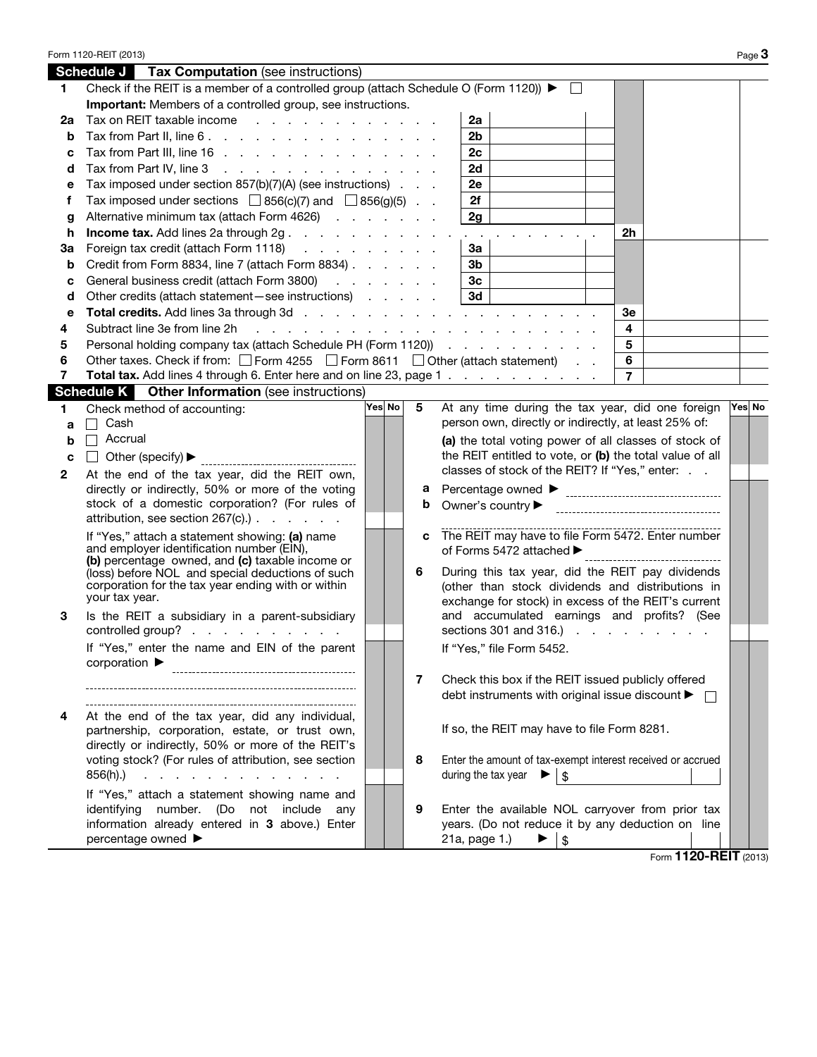Form 1120-REIT (2013)

## Schedule J — Tax Computation (see instructions)

| | | | | | |
|---|---|---|---|---|---|
| 1 | Check if the REIT is a member of a controlled group (attach Schedule O (Form 1120)) ▶ ☐ **Important:** Members of a controlled group, see instructions. | | | | |
| 2a | Tax on REIT taxable income | 2a | | | |
| b | Tax from Part II, line 6 | 2b | | | |
| c | Tax from Part III, line 16 | 2c | | | |
| d | Tax from Part IV, line 3 | 2d | | | |
| e | Tax imposed under section 857(b)(7)(A) (see instructions) | 2e | | | |
| f | Tax imposed under sections ☐ 856(c)(7) and ☐ 856(g)(5) | 2f | | | |
| g | Alternative minimum tax (attach Form 4626) | 2g | | | |
| h | **Income tax.** Add lines 2a through 2g | | | 2h | |
| 3a | Foreign tax credit (attach Form 1118) | 3a | | | |
| b | Credit from Form 8834, line 7 (attach Form 8834) | 3b | | | |
| c | General business credit (attach Form 3800) | 3c | | | |
| d | Other credits (attach statement—see instructions) | 3d | | | |
| e | **Total credits.** Add lines 3a through 3d | | | 3e | |
| 4 | Subtract line 3e from line 2h | | | 4 | |
| 5 | Personal holding company tax (attach Schedule PH (Form 1120)) | | | 5 | |
| 6 | Other taxes. Check if from: ☐ Form 4255 ☐ Form 8611 ☐ Other (attach statement) | | | 6 | |
| 7 | **Total tax.** Add lines 4 through 6. Enter here and on line 23, page 1 | | | 7 | |

## Schedule K — Other Information (see instructions)

| | | Yes | No |
|---|---|---|---|
| 1 | Check method of accounting: **a** ☐ Cash **b** ☐ Accrual **c** ☐ Other (specify) ▶ | | |
| 2 | At the end of the tax year, did the REIT own, directly or indirectly, 50% or more of the voting stock of a domestic corporation? (For rules of attribution, see section 267(c).) If "Yes," attach a statement showing: **(a)** name and employer identification number (EIN), **(b)** percentage owned, and **(c)** taxable income or (loss) before NOL and special deductions of such corporation for the tax year ending with or within your tax year. | | |
| 3 | Is the REIT a subsidiary in a parent-subsidiary controlled group? If "Yes," enter the name and EIN of the parent corporation ▶ | | |
| 4 | At the end of the tax year, did any individual, partnership, corporation, estate, or trust own, directly or indirectly, 50% or more of the REIT's voting stock? (For rules of attribution, see section 856(h).) If "Yes," attach a statement showing name and identifying number. (Do not include any information already entered in **3** above.) Enter percentage owned ▶ | | |
| 5 | At any time during the tax year, did one foreign person own, directly or indirectly, at least 25% of: **(a)** the total voting power of all classes of stock of the REIT entitled to vote, or **(b)** the total value of all classes of stock of the REIT? If "Yes," enter: **a** Percentage owned ▶ **b** Owner's country ▶ **c** The REIT may have to file Form 5472. Enter number of Forms 5472 attached ▶ | | |
| 6 | During this tax year, did the REIT pay dividends (other than stock dividends and distributions in exchange for stock) in excess of the REIT's current and accumulated earnings and profits? (See sections 301 and 316.) If "Yes," file Form 5452. | | |
| 7 | Check this box if the REIT issued publicly offered debt instruments with original issue discount ▶ ☐ If so, the REIT may have to file Form 8281. | | |
| 8 | Enter the amount of tax-exempt interest received or accrued during the tax year ▶ $ | | |
| 9 | Enter the available NOL carryover from prior tax years. (Do not reduce it by any deduction on line 21a, page 1.) ▶ $ | | |

Form **1120-REIT** (2013)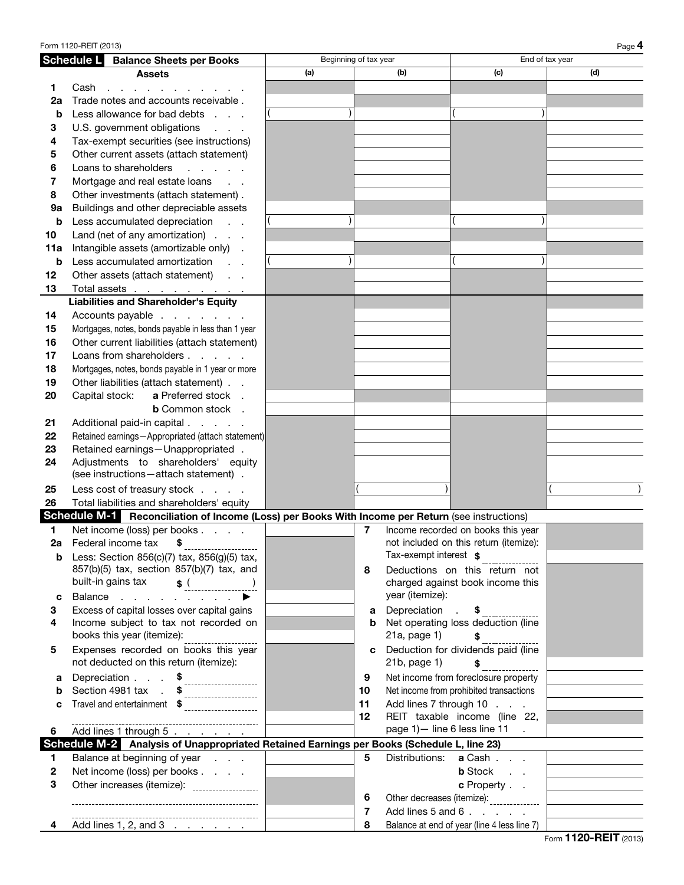Form 1120-REIT (2013)

## Schedule L Balance Sheets per Books

| | Assets | Beginning of tax year (a) | (b) | End of tax year (c) | (d) |
|---|---|---|---|---|---|
| 1 | Cash | | | | |
| 2a | Trade notes and accounts receivable | | | | |
| b | Less allowance for bad debts | ( ) | | ( ) | |
| 3 | U.S. government obligations | | | | |
| 4 | Tax-exempt securities (see instructions) | | | | |
| 5 | Other current assets (attach statement) | | | | |
| 6 | Loans to shareholders | | | | |
| 7 | Mortgage and real estate loans | | | | |
| 8 | Other investments (attach statement) | | | | |
| 9a | Buildings and other depreciable assets | | | | |
| b | Less accumulated depreciation | ( ) | | ( ) | |
| 10 | Land (net of any amortization) | | | | |
| 11a | Intangible assets (amortizable only) | | | | |
| b | Less accumulated amortization | ( ) | | ( ) | |
| 12 | Other assets (attach statement) | | | | |
| 13 | Total assets | | | | |
| | **Liabilities and Shareholder's Equity** | | | | |
| 14 | Accounts payable | | | | |
| 15 | Mortgages, notes, bonds payable in less than 1 year | | | | |
| 16 | Other current liabilities (attach statement) | | | | |
| 17 | Loans from shareholders | | | | |
| 18 | Mortgages, notes, bonds payable in 1 year or more | | | | |
| 19 | Other liabilities (attach statement) | | | | |
| 20 | Capital stock: **a** Preferred stock | | | | |
| | **b** Common stock | | | | |
| 21 | Additional paid-in capital | | | | |
| 22 | Retained earnings—Appropriated (attach statement) | | | | |
| 23 | Retained earnings—Unappropriated | | | | |
| 24 | Adjustments to shareholders' equity (see instructions—attach statement) | | | | |
| 25 | Less cost of treasury stock | | ( ) | | ( ) |
| 26 | Total liabilities and shareholders' equity | | | | |

## Schedule M-1 Reconciliation of Income (Loss) per Books With Income per Return (see instructions)

| | | | | | |
|---|---|---|---|---|---|
| 1 | Net income (loss) per books | | 7 | Income recorded on books this year not included on this return (itemize): Tax-exempt interest $ | |
| 2a | Federal income tax $ | | | | |
| b | Less: Section 856(c)(7) tax, 856(g)(5) tax, 857(b)(5) tax, section 857(b)(7) tax, and built-in gains tax $ ( ) | | 8 | Deductions on this return not charged against book income this year (itemize): | |
| c | Balance ▶ | | | | |
| 3 | Excess of capital losses over capital gains | | a | Depreciation $ | |
| 4 | Income subject to tax not recorded on books this year (itemize): | | b | Net operating loss deduction (line 21a, page 1) $ | |
| 5 | Expenses recorded on books this year not deducted on this return (itemize): | | c | Deduction for dividends paid (line 21b, page 1) $ | |
| a | Depreciation $ | | 9 | Net income from foreclosure property | |
| b | Section 4981 tax $ | | 10 | Net income from prohibited transactions | |
| c | Travel and entertainment $ | | 11 | Add lines 7 through 10 | |
| | | | 12 | REIT taxable income (line 22, page 1)— line 6 less line 11 | |
| 6 | Add lines 1 through 5 | | | | |

## Schedule M-2 Analysis of Unappropriated Retained Earnings per Books (Schedule L, line 23)

| | | | | | |
|---|---|---|---|---|---|
| 1 | Balance at beginning of year | | 5 | Distributions: **a** Cash | |
| 2 | Net income (loss) per books | | | **b** Stock | |
| 3 | Other increases (itemize): | | | **c** Property | |
| | | | 6 | Other decreases (itemize): | |
| | | | 7 | Add lines 5 and 6 | |
| 4 | Add lines 1, 2, and 3 | | 8 | Balance at end of year (line 4 less line 7) | |

Form **1120-REIT** (2013)